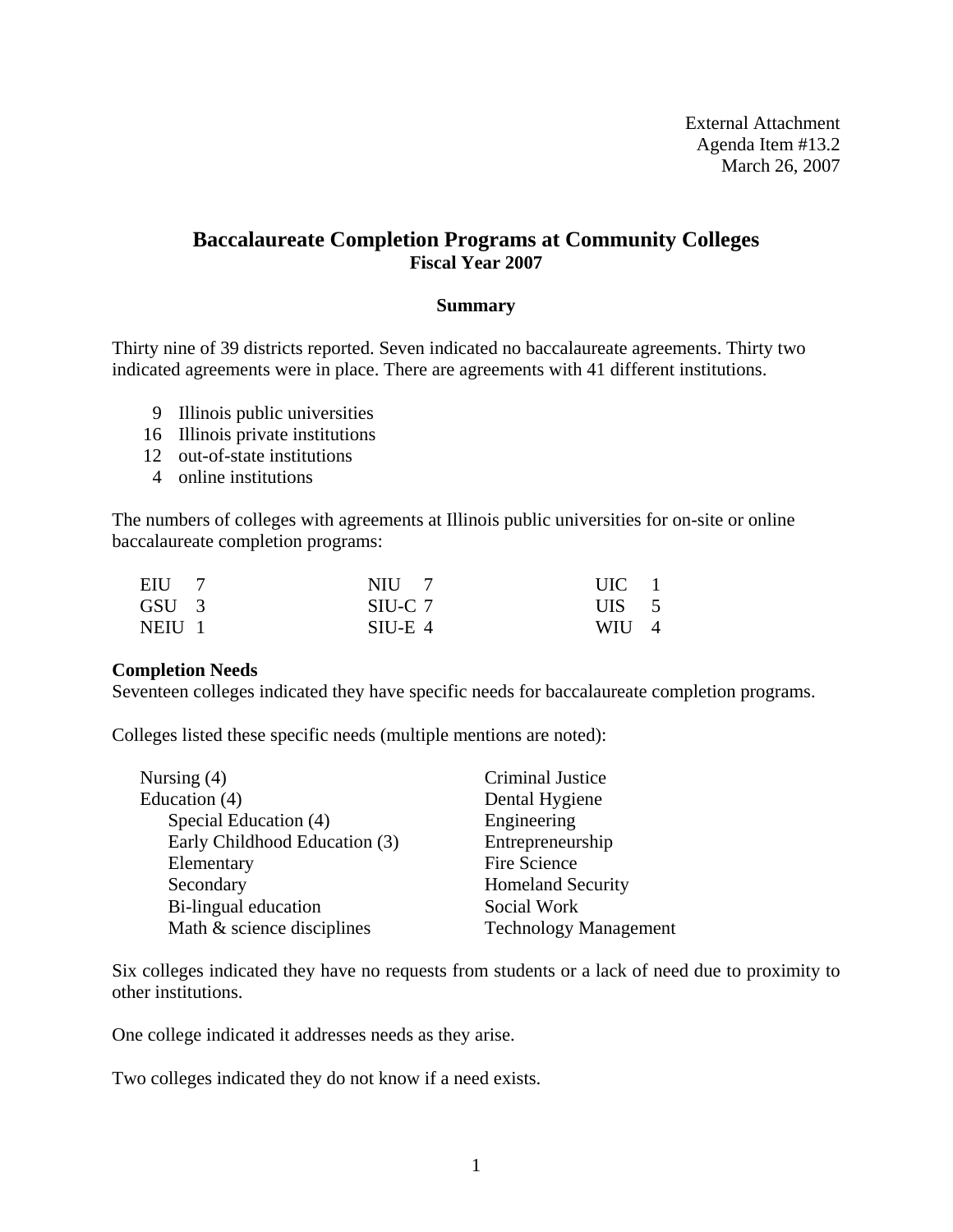External Attachment
Agenda Item #13.2
March 26, 2007

# Baccalaureate Completion Programs at Community Colleges
## Fiscal Year 2007

### Summary

Thirty nine of 39 districts reported. Seven indicated no baccalaureate agreements. Thirty two indicated agreements were in place. There are agreements with 41 different institutions.

- 9 Illinois public universities
- 16 Illinois private institutions
- 12 out-of-state institutions
- 4 online institutions

The numbers of colleges with agreements at Illinois public universities for on-site or online baccalaureate completion programs:

| | | | | | |
|---|---|---|---|---|---|
| EIU | 7 | NIU | 7 | UIC | 1 |
| GSU | 3 | SIU-C | 7 | UIS | 5 |
| NEIU | 1 | SIU-E | 4 | WIU | 4 |

**Completion Needs**

Seventeen colleges indicated they have specific needs for baccalaureate completion programs.

Colleges listed these specific needs (multiple mentions are noted):

- Nursing (4)
- Education (4)
  - Special Education (4)
  - Early Childhood Education (3)
  - Elementary
  - Secondary
  - Bi-lingual education
  - Math & science disciplines
- Criminal Justice
- Dental Hygiene
- Engineering
- Entrepreneurship
- Fire Science
- Homeland Security
- Social Work
- Technology Management

Six colleges indicated they have no requests from students or a lack of need due to proximity to other institutions.

One college indicated it addresses needs as they arise.

Two colleges indicated they do not know if a need exists.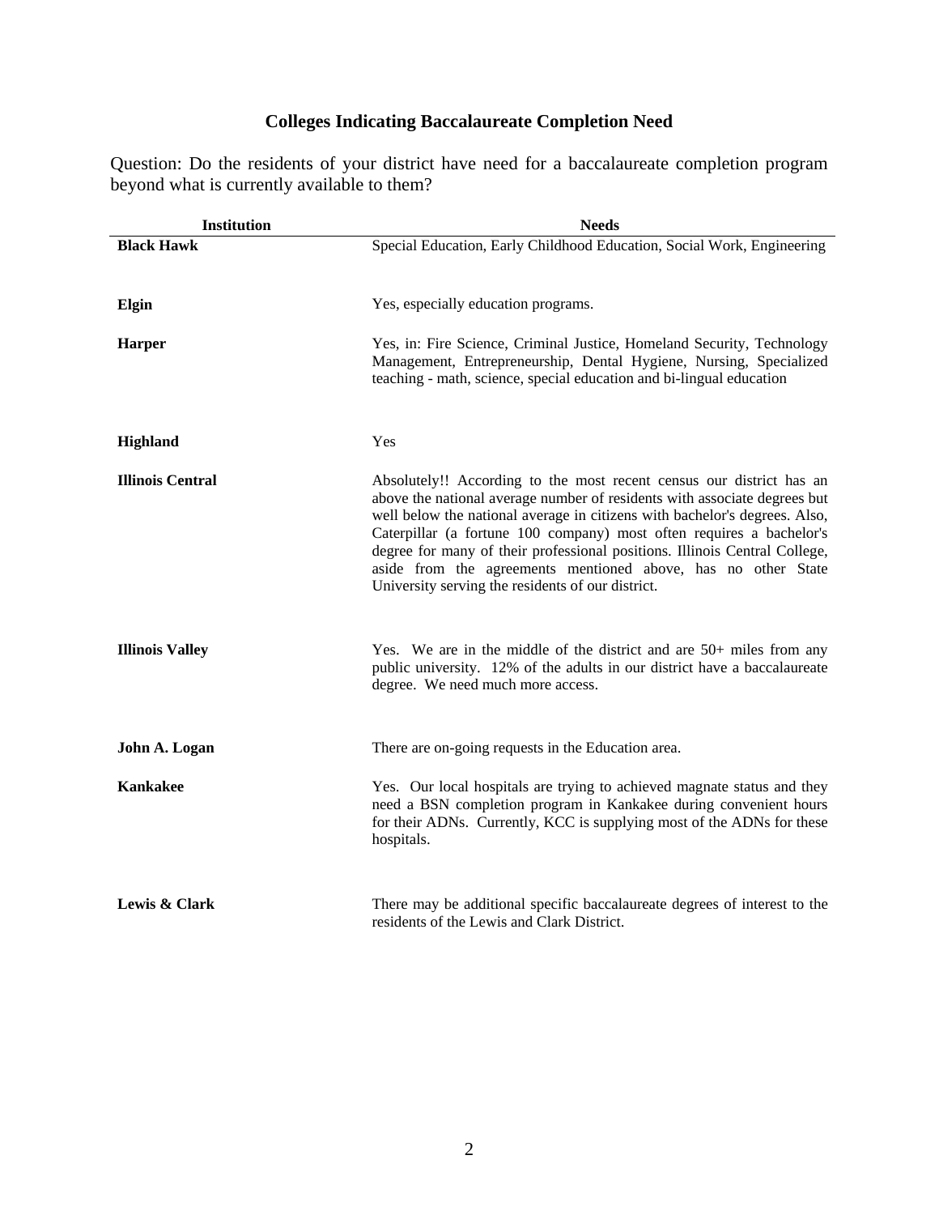## Colleges Indicating Baccalaureate Completion Need

Question: Do the residents of your district have need for a baccalaureate completion program beyond what is currently available to them?

| Institution | Needs |
|---|---|
| **Black Hawk** | Special Education, Early Childhood Education, Social Work, Engineering |
| **Elgin** | Yes, especially education programs. |
| **Harper** | Yes, in: Fire Science, Criminal Justice, Homeland Security, Technology Management, Entrepreneurship, Dental Hygiene, Nursing, Specialized teaching - math, science, special education and bi-lingual education |
| **Highland** | Yes |
| **Illinois Central** | Absolutely!! According to the most recent census our district has an above the national average number of residents with associate degrees but well below the national average in citizens with bachelor's degrees. Also, Caterpillar (a fortune 100 company) most often requires a bachelor's degree for many of their professional positions. Illinois Central College, aside from the agreements mentioned above, has no other State University serving the residents of our district. |
| **Illinois Valley** | Yes. We are in the middle of the district and are 50+ miles from any public university. 12% of the adults in our district have a baccalaureate degree. We need much more access. |
| **John A. Logan** | There are on-going requests in the Education area. |
| **Kankakee** | Yes. Our local hospitals are trying to achieved magnate status and they need a BSN completion program in Kankakee during convenient hours for their ADNs. Currently, KCC is supplying most of the ADNs for these hospitals. |
| **Lewis & Clark** | There may be additional specific baccalaureate degrees of interest to the residents of the Lewis and Clark District. |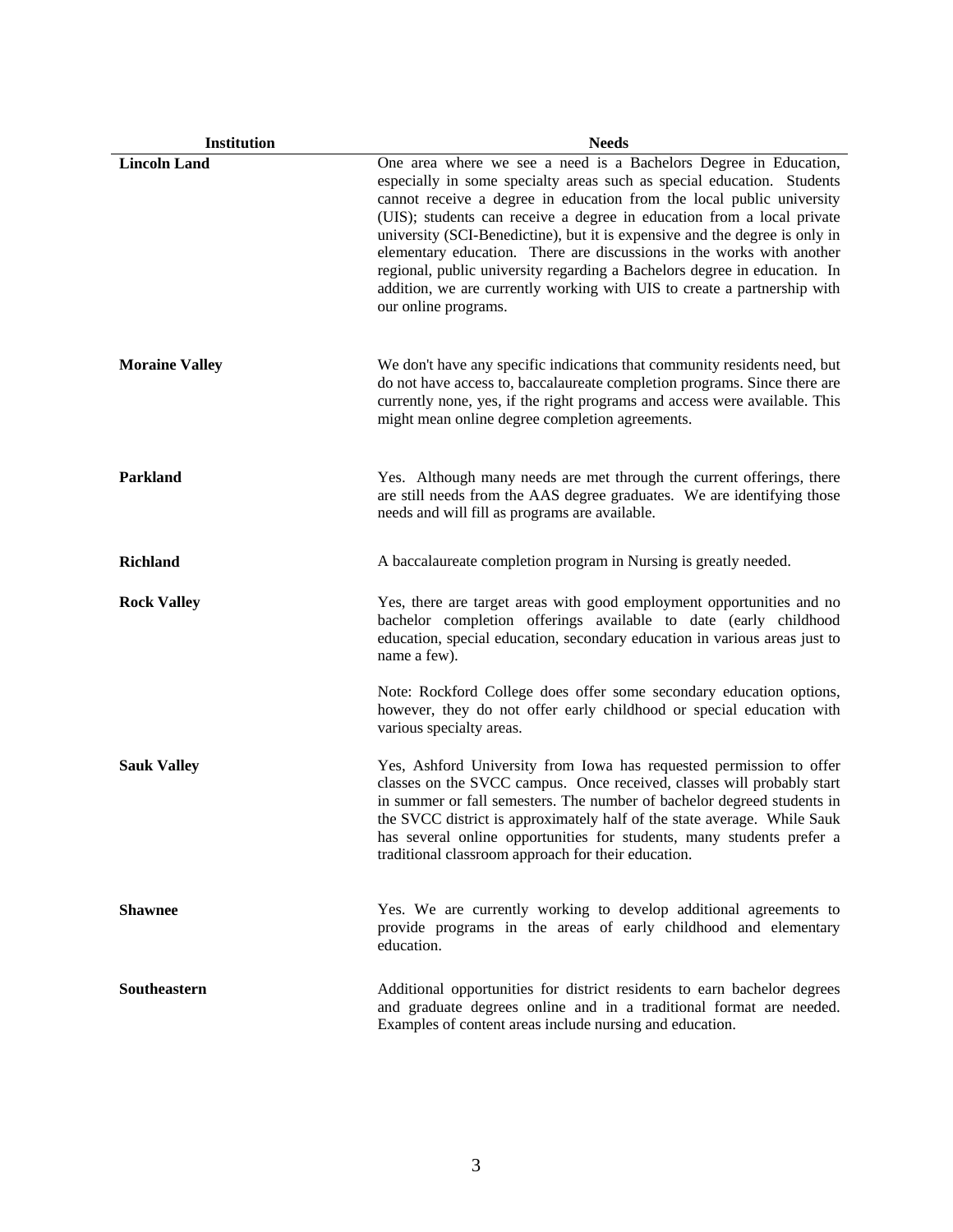| Institution | Needs |
|---|---|
| **Lincoln Land** | One area where we see a need is a Bachelors Degree in Education, especially in some specialty areas such as special education. Students cannot receive a degree in education from the local public university (UIS); students can receive a degree in education from a local private university (SCI-Benedictine), but it is expensive and the degree is only in elementary education. There are discussions in the works with another regional, public university regarding a Bachelors degree in education. In addition, we are currently working with UIS to create a partnership with our online programs. |
| **Moraine Valley** | We don't have any specific indications that community residents need, but do not have access to, baccalaureate completion programs. Since there are currently none, yes, if the right programs and access were available. This might mean online degree completion agreements. |
| **Parkland** | Yes. Although many needs are met through the current offerings, there are still needs from the AAS degree graduates. We are identifying those needs and will fill as programs are available. |
| **Richland** | A baccalaureate completion program in Nursing is greatly needed. |
| **Rock Valley** | Yes, there are target areas with good employment opportunities and no bachelor completion offerings available to date (early childhood education, special education, secondary education in various areas just to name a few).<br><br>Note: Rockford College does offer some secondary education options, however, they do not offer early childhood or special education with various specialty areas. |
| **Sauk Valley** | Yes, Ashford University from Iowa has requested permission to offer classes on the SVCC campus. Once received, classes will probably start in summer or fall semesters. The number of bachelor degreed students in the SVCC district is approximately half of the state average. While Sauk has several online opportunities for students, many students prefer a traditional classroom approach for their education. |
| **Shawnee** | Yes. We are currently working to develop additional agreements to provide programs in the areas of early childhood and elementary education. |
| **Southeastern** | Additional opportunities for district residents to earn bachelor degrees and graduate degrees online and in a traditional format are needed. Examples of content areas include nursing and education. |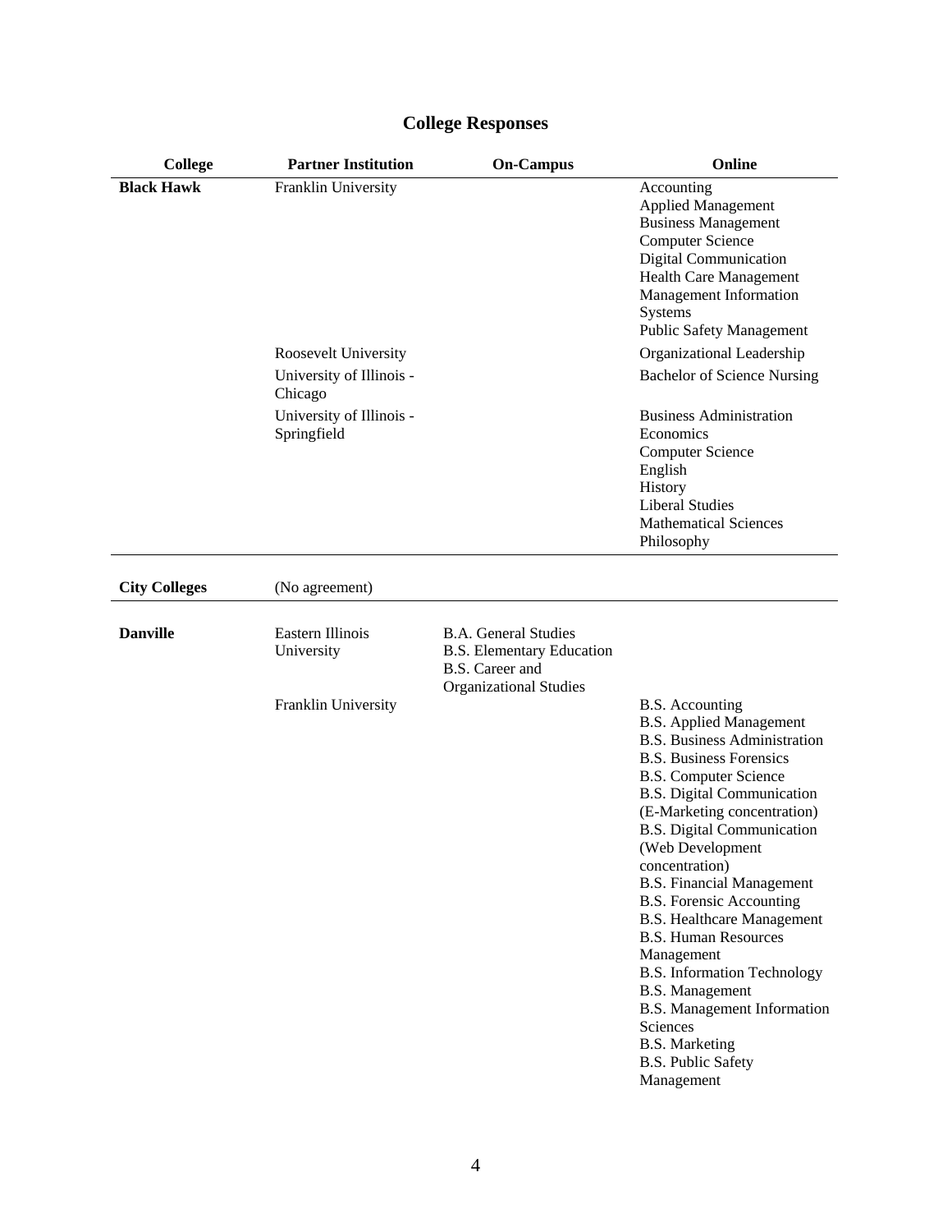## College Responses

| College | Partner Institution | On-Campus | Online |
|---|---|---|---|
| **Black Hawk** | Franklin University | | Accounting<br>Applied Management<br>Business Management<br>Computer Science<br>Digital Communication<br>Health Care Management<br>Management Information Systems<br>Public Safety Management |
| | Roosevelt University | | Organizational Leadership |
| | University of Illinois - Chicago | | Bachelor of Science Nursing |
| | University of Illinois - Springfield | | Business Administration<br>Economics<br>Computer Science<br>English<br>History<br>Liberal Studies<br>Mathematical Sciences<br>Philosophy |
| **City Colleges** | (No agreement) | | |
| **Danville** | Eastern Illinois University | B.A. General Studies<br>B.S. Elementary Education<br>B.S. Career and Organizational Studies | |
| | Franklin University | | B.S. Accounting<br>B.S. Applied Management<br>B.S. Business Administration<br>B.S. Business Forensics<br>B.S. Computer Science<br>B.S. Digital Communication (E-Marketing concentration)<br>B.S. Digital Communication (Web Development concentration)<br>B.S. Financial Management<br>B.S. Forensic Accounting<br>B.S. Healthcare Management<br>B.S. Human Resources Management<br>B.S. Information Technology<br>B.S. Management<br>B.S. Management Information Sciences<br>B.S. Marketing<br>B.S. Public Safety Management |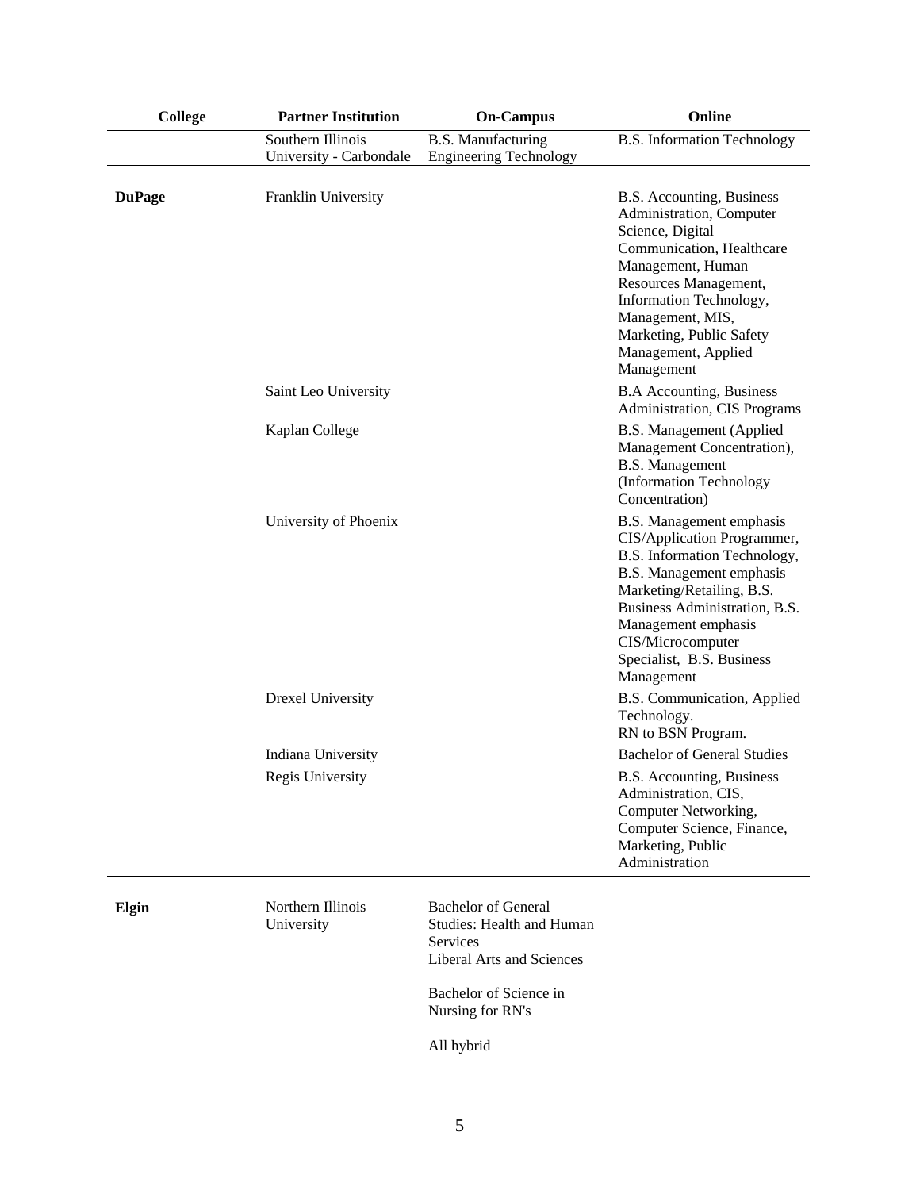| College | Partner Institution | On-Campus | Online |
|---|---|---|---|
| | Southern Illinois University - Carbondale | B.S. Manufacturing Engineering Technology | B.S. Information Technology |
| DuPage | Franklin University | | B.S. Accounting, Business Administration, Computer Science, Digital Communication, Healthcare Management, Human Resources Management, Information Technology, Management, MIS, Marketing, Public Safety Management, Applied Management |
| | Saint Leo University | | B.A Accounting, Business Administration, CIS Programs |
| | Kaplan College | | B.S. Management (Applied Management Concentration), B.S. Management (Information Technology Concentration) |
| | University of Phoenix | | B.S. Management emphasis CIS/Application Programmer, B.S. Information Technology, B.S. Management emphasis Marketing/Retailing, B.S. Business Administration, B.S. Management emphasis CIS/Microcomputer Specialist, B.S. Business Management |
| | Drexel University | | B.S. Communication, Applied Technology. RN to BSN Program. |
| | Indiana University | | Bachelor of General Studies |
| | Regis University | | B.S. Accounting, Business Administration, CIS, Computer Networking, Computer Science, Finance, Marketing, Public Administration |
| Elgin | Northern Illinois University | Bachelor of General Studies: Health and Human Services Liberal Arts and Sciences<br><br>Bachelor of Science in Nursing for RN's<br><br>All hybrid | |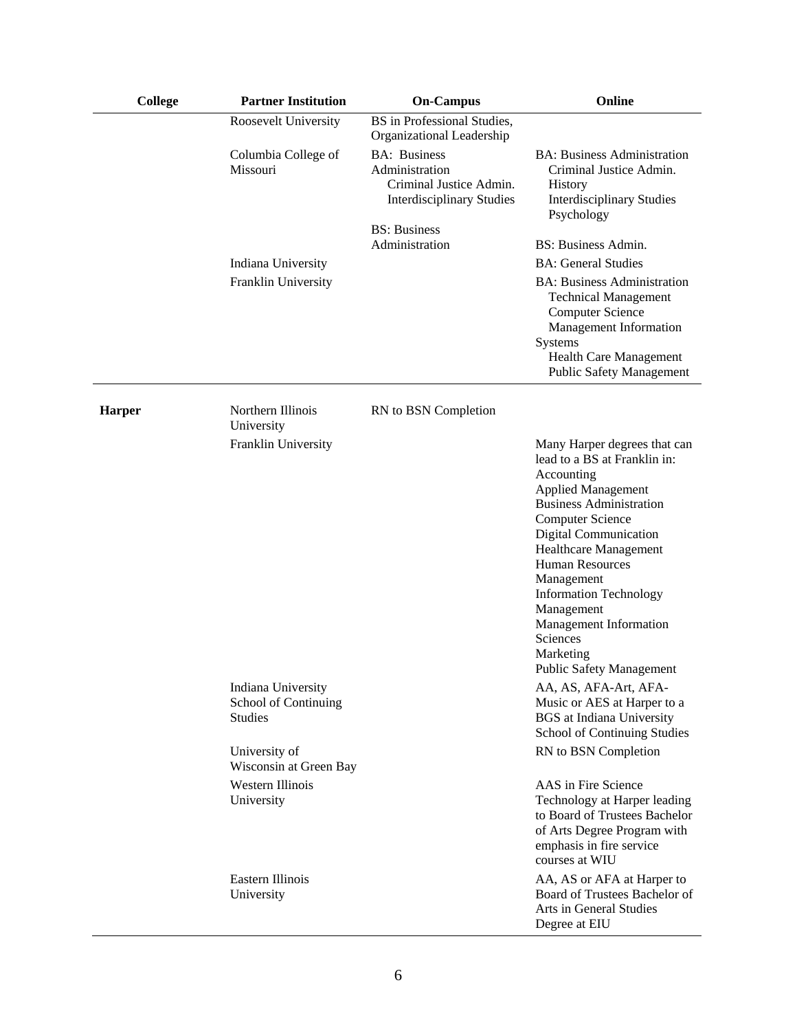| College | Partner Institution | On-Campus | Online |
|---|---|---|---|
| | Roosevelt University | BS in Professional Studies, Organizational Leadership | |
| | Columbia College of Missouri | BA: Business Administration<br>Criminal Justice Admin.<br>Interdisciplinary Studies<br><br>BS: Business Administration | BA: Business Administration<br>Criminal Justice Admin.<br>History<br>Interdisciplinary Studies<br>Psychology<br><br>BS: Business Admin. |
| | Indiana University | | BA: General Studies |
| | Franklin University | | BA: Business Administration<br>Technical Management<br>Computer Science<br>Management Information Systems<br>Health Care Management<br>Public Safety Management |
| **Harper** | Northern Illinois University | RN to BSN Completion | |
| | Franklin University | | Many Harper degrees that can lead to a BS at Franklin in:<br>Accounting<br>Applied Management<br>Business Administration<br>Computer Science<br>Digital Communication<br>Healthcare Management<br>Human Resources Management<br>Information Technology Management<br>Management Information Sciences<br>Marketing<br>Public Safety Management |
| | Indiana University School of Continuing Studies | | AA, AS, AFA-Art, AFA-Music or AES at Harper to a BGS at Indiana University School of Continuing Studies |
| | University of Wisconsin at Green Bay | | RN to BSN Completion |
| | Western Illinois University | | AAS in Fire Science Technology at Harper leading to Board of Trustees Bachelor of Arts Degree Program with emphasis in fire service courses at WIU |
| | Eastern Illinois University | | AA, AS or AFA at Harper to Board of Trustees Bachelor of Arts in General Studies Degree at EIU |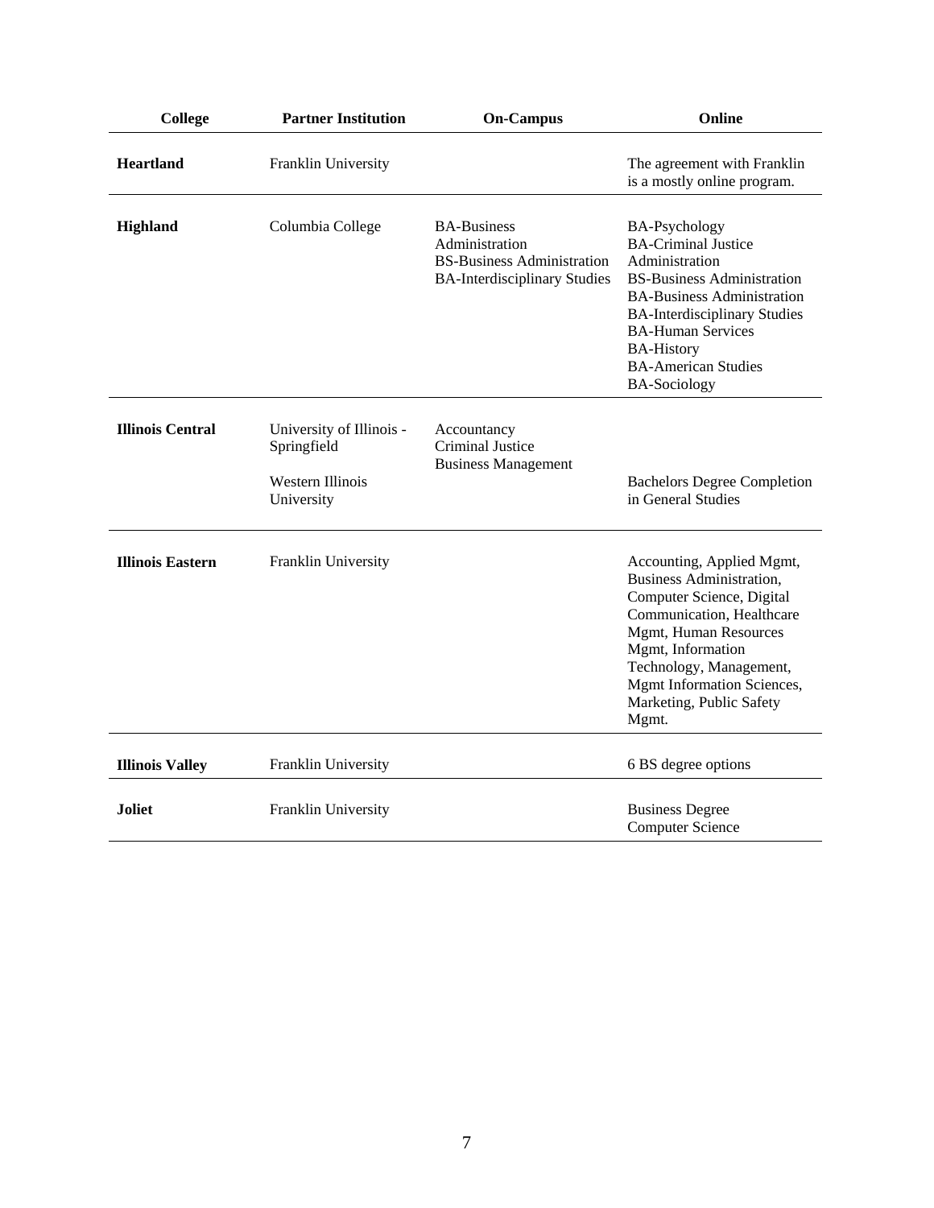| College | Partner Institution | On-Campus | Online |
|---|---|---|---|
| **Heartland** | Franklin University | | The agreement with Franklin is a mostly online program. |
| **Highland** | Columbia College | BA-Business Administration<br>BS-Business Administration<br>BA-Interdisciplinary Studies | BA-Psychology<br>BA-Criminal Justice Administration<br>BS-Business Administration<br>BA-Business Administration<br>BA-Interdisciplinary Studies<br>BA-Human Services<br>BA-History<br>BA-American Studies<br>BA-Sociology |
| **Illinois Central** | University of Illinois - Springfield | Accountancy<br>Criminal Justice<br>Business Management | |
| | Western Illinois University | | Bachelors Degree Completion in General Studies |
| **Illinois Eastern** | Franklin University | | Accounting, Applied Mgmt, Business Administration, Computer Science, Digital Communication, Healthcare Mgmt, Human Resources Mgmt, Information Technology, Management, Mgmt Information Sciences, Marketing, Public Safety Mgmt. |
| **Illinois Valley** | Franklin University | | 6 BS degree options |
| **Joliet** | Franklin University | | Business Degree<br>Computer Science |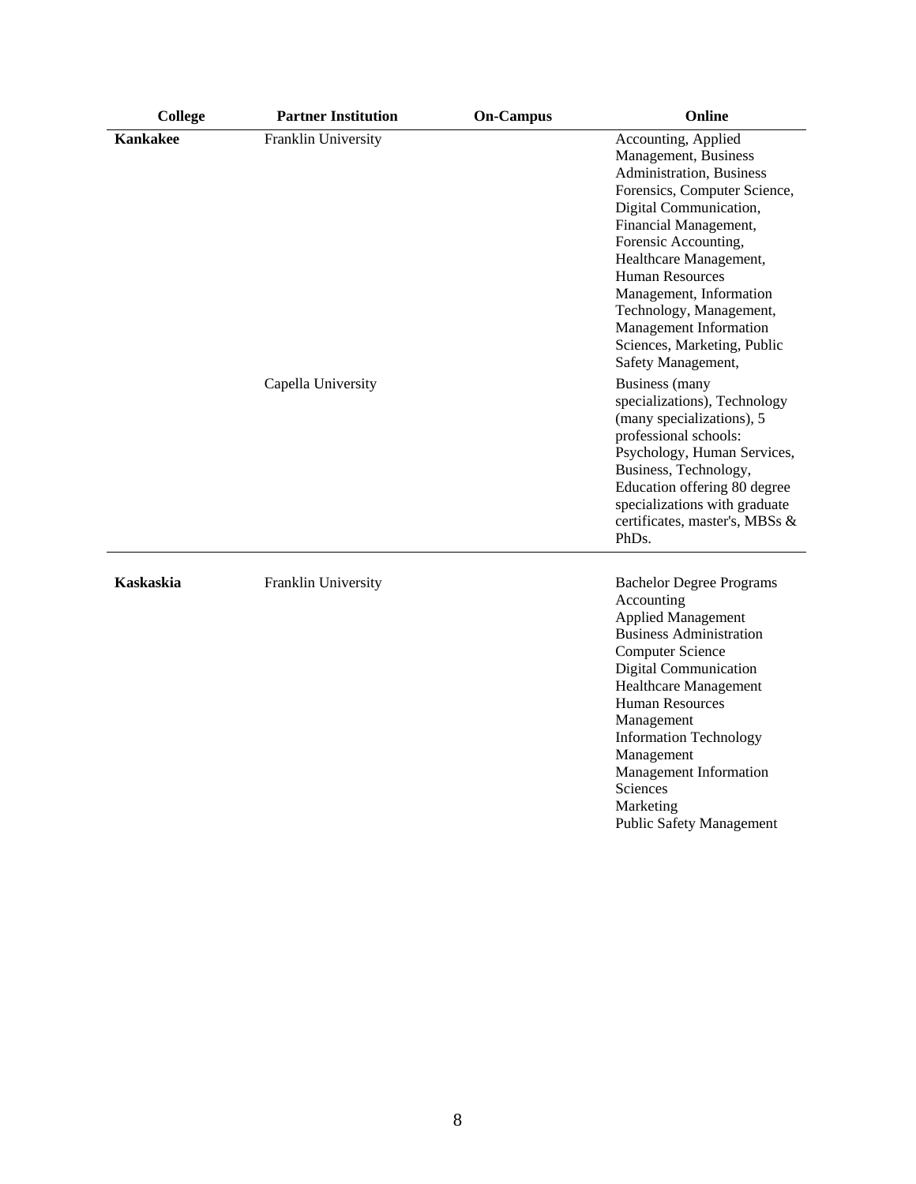| College | Partner Institution | On-Campus | Online |
|---|---|---|---|
| **Kankakee** | Franklin University | | Accounting, Applied Management, Business Administration, Business Forensics, Computer Science, Digital Communication, Financial Management, Forensic Accounting, Healthcare Management, Human Resources Management, Information Technology, Management, Management Information Sciences, Marketing, Public Safety Management, |
| | Capella University | | Business (many specializations), Technology (many specializations), 5 professional schools: Psychology, Human Services, Business, Technology, Education offering 80 degree specializations with graduate certificates, master's, MBSs & PhDs. |
| **Kaskaskia** | Franklin University | | Bachelor Degree Programs<br>Accounting<br>Applied Management<br>Business Administration<br>Computer Science<br>Digital Communication<br>Healthcare Management<br>Human Resources Management<br>Information Technology Management<br>Management Information Sciences<br>Marketing<br>Public Safety Management |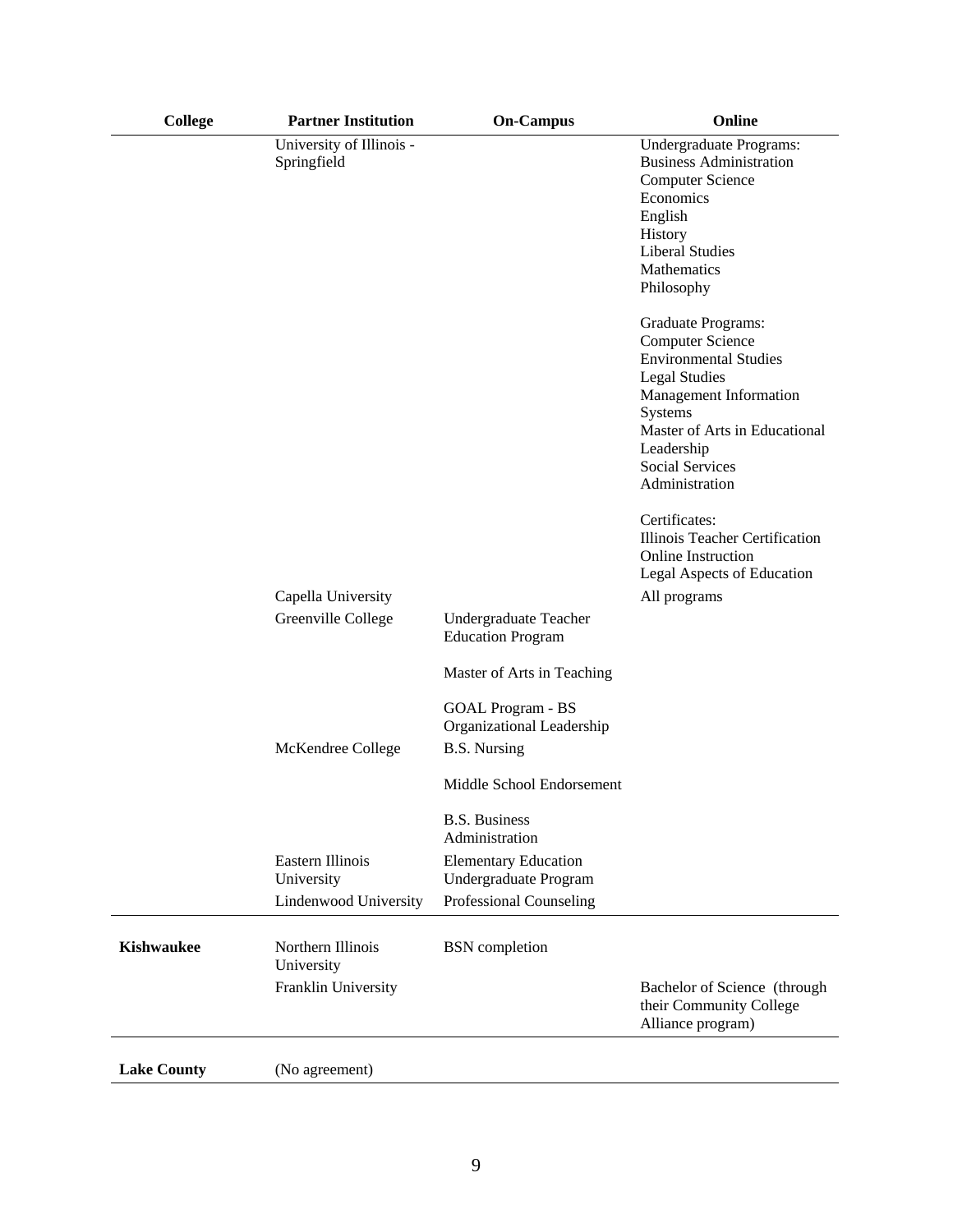| College | Partner Institution | On-Campus | Online |
|---|---|---|---|
| | University of Illinois - Springfield | | Undergraduate Programs:<br>Business Administration<br>Computer Science<br>Economics<br>English<br>History<br>Liberal Studies<br>Mathematics<br>Philosophy<br><br>Graduate Programs:<br>Computer Science<br>Environmental Studies<br>Legal Studies<br>Management Information Systems<br>Master of Arts in Educational Leadership<br>Social Services Administration<br><br>Certificates:<br>Illinois Teacher Certification<br>Online Instruction<br>Legal Aspects of Education |
| | Capella University | | All programs |
| | Greenville College | Undergraduate Teacher Education Program<br><br>Master of Arts in Teaching<br><br>GOAL Program - BS Organizational Leadership | |
| | McKendree College | B.S. Nursing<br><br>Middle School Endorsement<br><br>B.S. Business Administration | |
| | Eastern Illinois University | Elementary Education Undergraduate Program | |
| | Lindenwood University | Professional Counseling | |
| **Kishwaukee** | Northern Illinois University | BSN completion | |
| | Franklin University | | Bachelor of Science (through their Community College Alliance program) |
| **Lake County** | (No agreement) | | |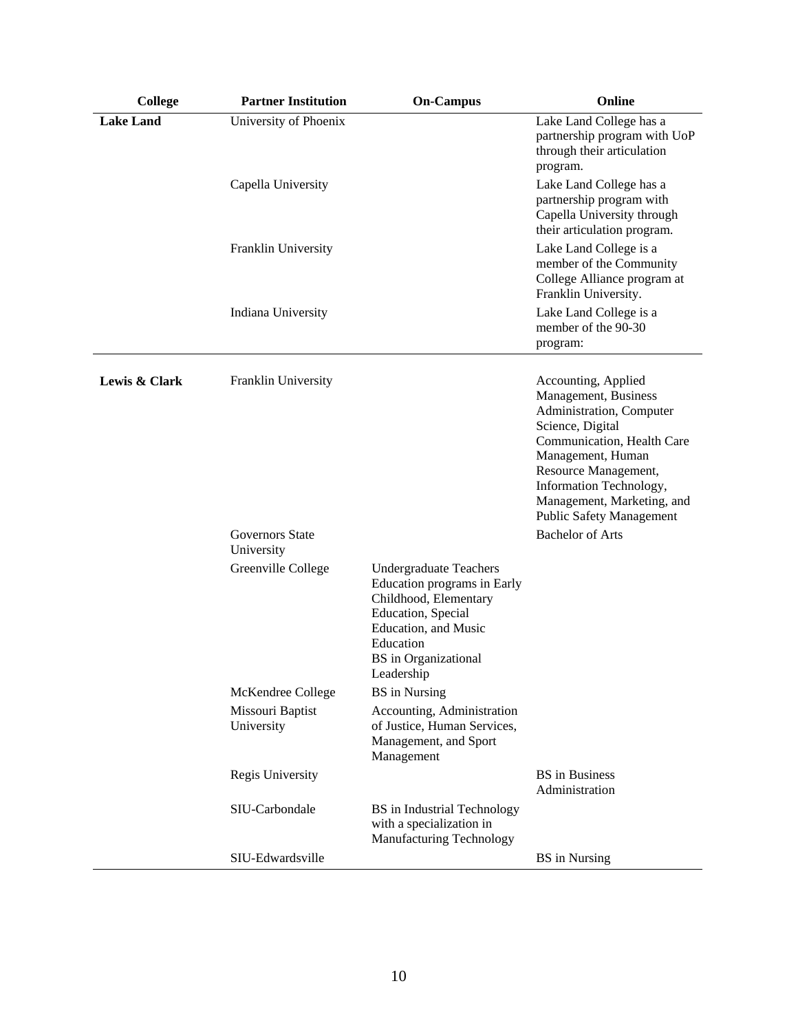| College | Partner Institution | On-Campus | Online |
|---|---|---|---|
| **Lake Land** | University of Phoenix | | Lake Land College has a partnership program with UoP through their articulation program. |
| | Capella University | | Lake Land College has a partnership program with Capella University through their articulation program. |
| | Franklin University | | Lake Land College is a member of the Community College Alliance program at Franklin University. |
| | Indiana University | | Lake Land College is a member of the 90-30 program: |
| **Lewis & Clark** | Franklin University | | Accounting, Applied Management, Business Administration, Computer Science, Digital Communication, Health Care Management, Human Resource Management, Information Technology, Management, Marketing, and Public Safety Management |
| | Governors State University | | Bachelor of Arts |
| | Greenville College | Undergraduate Teachers Education programs in Early Childhood, Elementary Education, Special Education, and Music Education<br>BS in Organizational Leadership | |
| | McKendree College | BS in Nursing | |
| | Missouri Baptist University | Accounting, Administration of Justice, Human Services, Management, and Sport Management | |
| | Regis University | | BS in Business Administration |
| | SIU-Carbondale | BS in Industrial Technology with a specialization in Manufacturing Technology | |
| | SIU-Edwardsville | | BS in Nursing |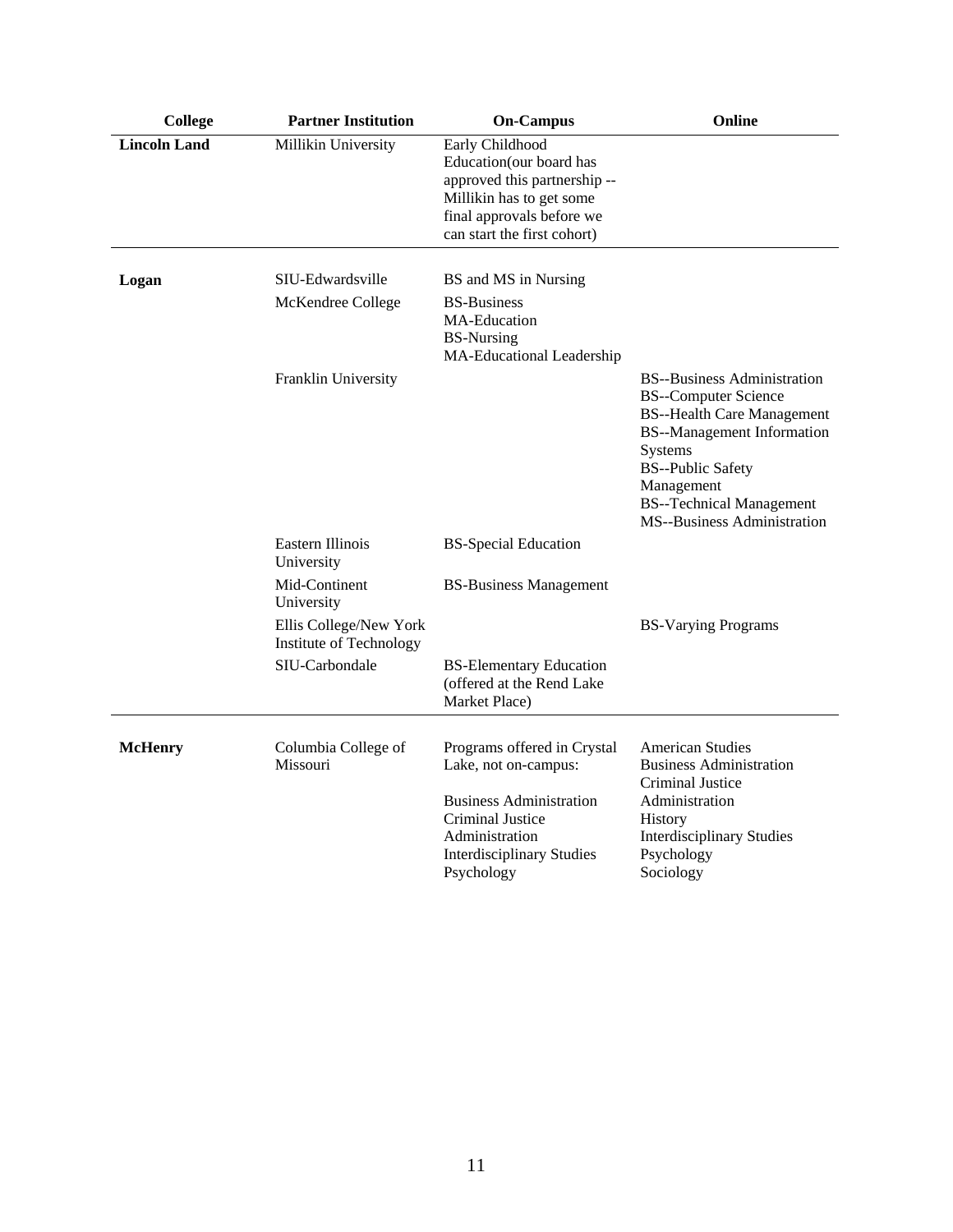| College | Partner Institution | On-Campus | Online |
|---|---|---|---|
| **Lincoln Land** | Millikin University | Early Childhood Education(our board has approved this partnership -- Millikin has to get some final approvals before we can start the first cohort) | |
| **Logan** | SIU-Edwardsville | BS and MS in Nursing | |
| | McKendree College | BS-Business<br>MA-Education<br>BS-Nursing<br>MA-Educational Leadership | |
| | Franklin University | | BS--Business Administration<br>BS--Computer Science<br>BS--Health Care Management<br>BS--Management Information Systems<br>BS--Public Safety Management<br>BS--Technical Management<br>MS--Business Administration |
| | Eastern Illinois University | BS-Special Education | |
| | Mid-Continent University | BS-Business Management | |
| | Ellis College/New York Institute of Technology | | BS-Varying Programs |
| | SIU-Carbondale | BS-Elementary Education (offered at the Rend Lake Market Place) | |
| **McHenry** | Columbia College of Missouri | Programs offered in Crystal Lake, not on-campus:<br><br>Business Administration<br>Criminal Justice Administration<br>Interdisciplinary Studies<br>Psychology | American Studies<br>Business Administration<br>Criminal Justice Administration<br>History<br>Interdisciplinary Studies<br>Psychology<br>Sociology |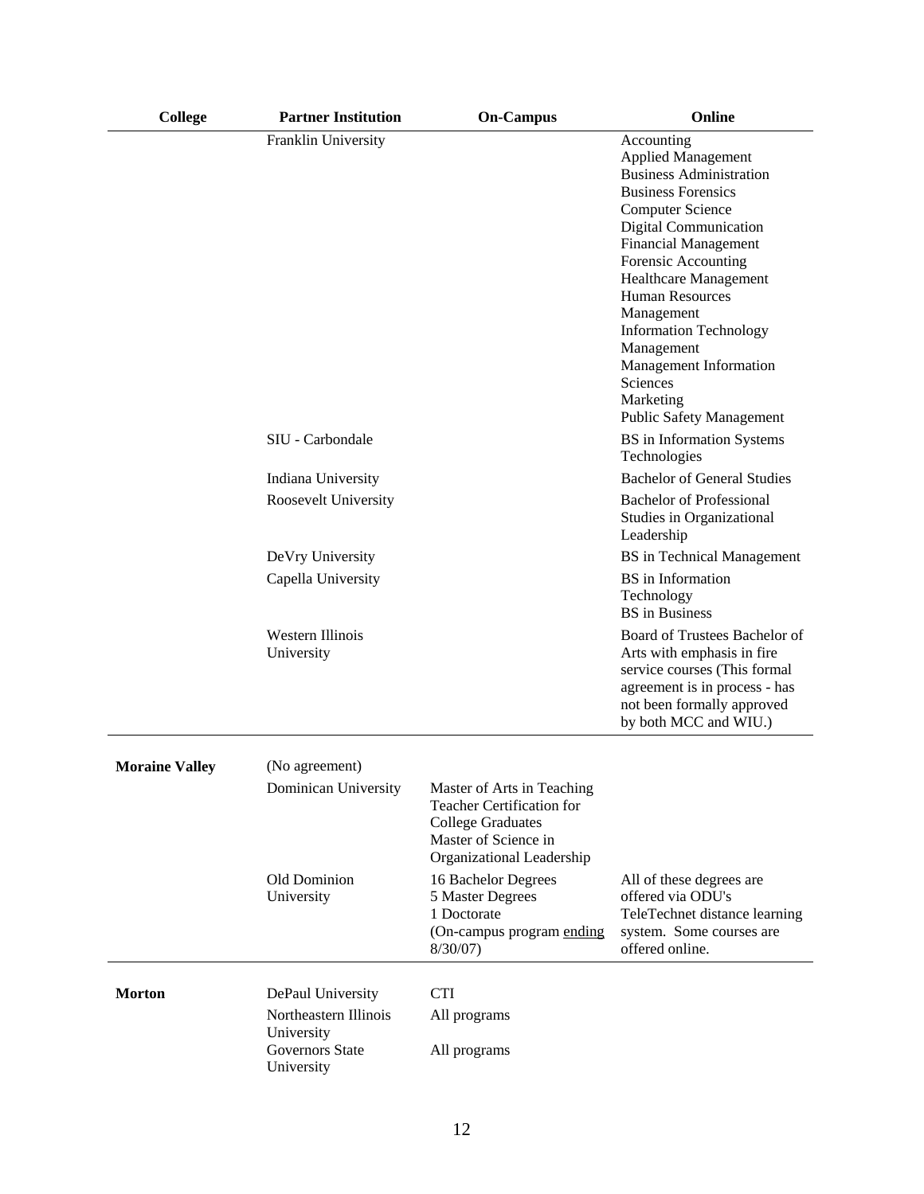| College | Partner Institution | On-Campus | Online |
|---|---|---|---|
| | Franklin University | | Accounting<br>Applied Management<br>Business Administration<br>Business Forensics<br>Computer Science<br>Digital Communication<br>Financial Management<br>Forensic Accounting<br>Healthcare Management<br>Human Resources Management<br>Information Technology Management<br>Management Information Sciences<br>Marketing<br>Public Safety Management |
| | SIU - Carbondale | | BS in Information Systems Technologies |
| | Indiana University | | Bachelor of General Studies |
| | Roosevelt University | | Bachelor of Professional Studies in Organizational Leadership |
| | DeVry University | | BS in Technical Management |
| | Capella University | | BS in Information Technology<br>BS in Business |
| | Western Illinois University | | Board of Trustees Bachelor of Arts with emphasis in fire service courses (This formal agreement is in process - has not been formally approved by both MCC and WIU.) |
| **Moraine Valley** | (No agreement) | | |
| | Dominican University | Master of Arts in Teaching<br>Teacher Certification for College Graduates<br>Master of Science in Organizational Leadership | |
| | Old Dominion University | 16 Bachelor Degrees<br>5 Master Degrees<br>1 Doctorate<br>(On-campus program ending 8/30/07) | All of these degrees are offered via ODU's TeleTechnet distance learning system. Some courses are offered online. |
| **Morton** | DePaul University | CTI | |
| | Northeastern Illinois University | All programs | |
| | Governors State University | All programs | |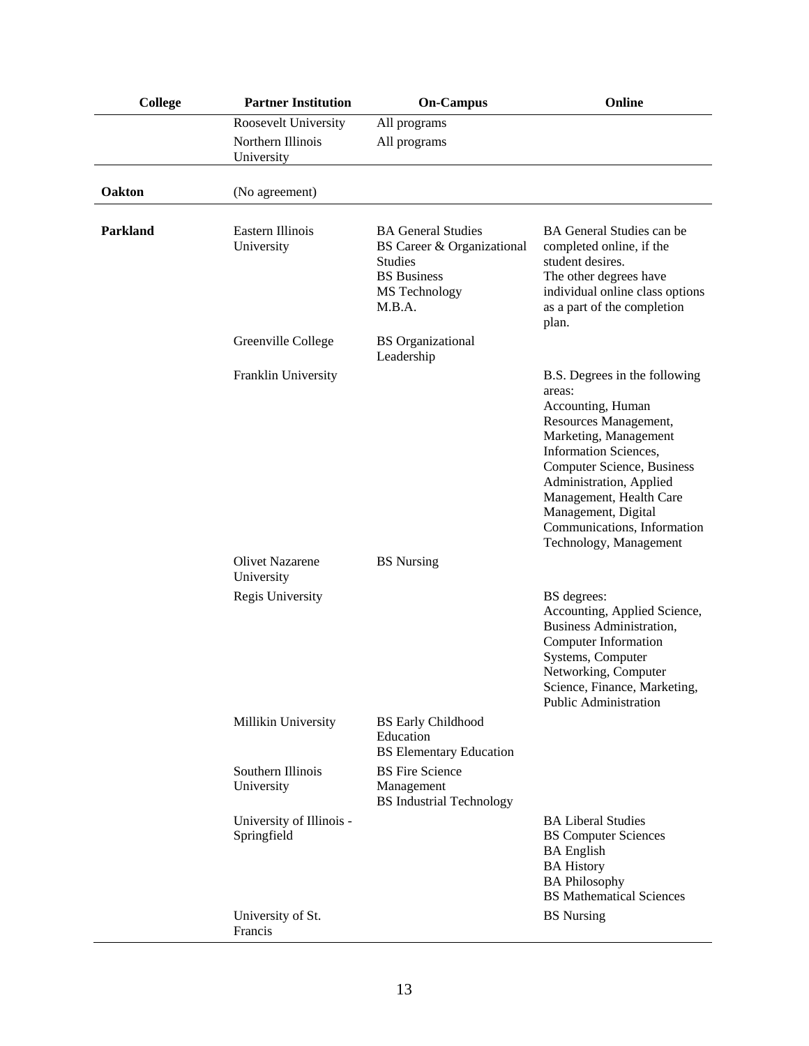| College | Partner Institution | On-Campus | Online |
|---|---|---|---|
| | Roosevelt University | All programs | |
| | Northern Illinois University | All programs | |
| **Oakton** | (No agreement) | | |
| **Parkland** | Eastern Illinois University | BA General Studies<br>BS Career & Organizational Studies<br>BS Business<br>MS Technology<br>M.B.A. | BA General Studies can be completed online, if the student desires.<br>The other degrees have individual online class options as a part of the completion plan. |
| | Greenville College | BS Organizational Leadership | |
| | Franklin University | | B.S. Degrees in the following areas:<br>Accounting, Human Resources Management, Marketing, Management Information Sciences, Computer Science, Business Administration, Applied Management, Health Care Management, Digital Communications, Information Technology, Management |
| | Olivet Nazarene University | BS Nursing | |
| | Regis University | | BS degrees:<br>Accounting, Applied Science, Business Administration, Computer Information Systems, Computer Networking, Computer Science, Finance, Marketing, Public Administration |
| | Millikin University | BS Early Childhood Education<br>BS Elementary Education | |
| | Southern Illinois University | BS Fire Science Management<br>BS Industrial Technology | |
| | University of Illinois - Springfield | | BA Liberal Studies<br>BS Computer Sciences<br>BA English<br>BA History<br>BA Philosophy<br>BS Mathematical Sciences |
| | University of St. Francis | | BS Nursing |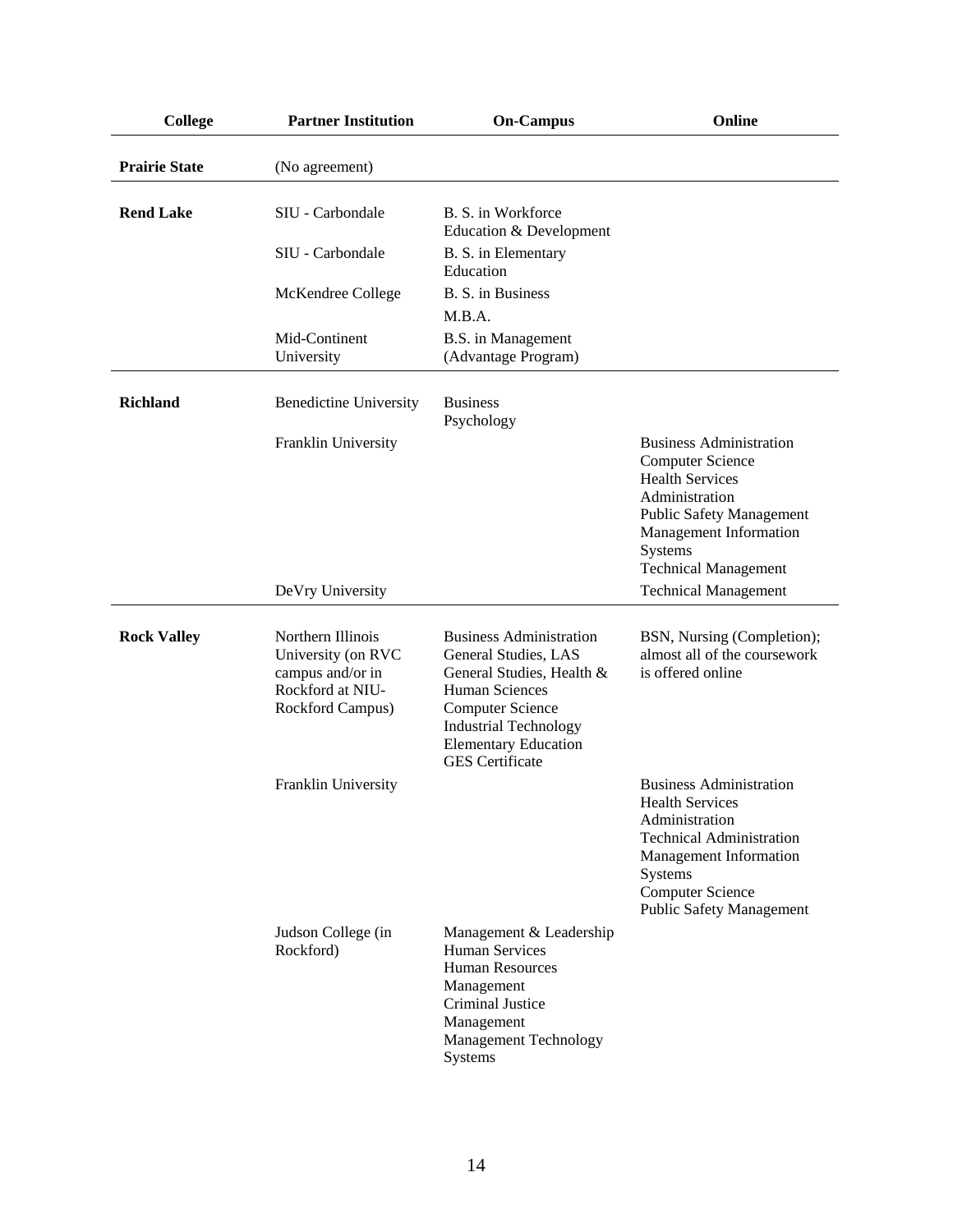| College | Partner Institution | On-Campus | Online |
|---|---|---|---|
| **Prairie State** | (No agreement) | | |
| **Rend Lake** | SIU - Carbondale | B. S. in Workforce Education & Development | |
| | SIU - Carbondale | B. S. in Elementary Education | |
| | McKendree College | B. S. in Business<br>M.B.A. | |
| | Mid-Continent University | B.S. in Management (Advantage Program) | |
| **Richland** | Benedictine University | Business<br>Psychology | |
| | Franklin University | | Business Administration<br>Computer Science<br>Health Services Administration<br>Public Safety Management<br>Management Information Systems<br>Technical Management |
| | DeVry University | | Technical Management |
| **Rock Valley** | Northern Illinois University (on RVC campus and/or in Rockford at NIU-Rockford Campus) | Business Administration<br>General Studies, LAS<br>General Studies, Health & Human Sciences<br>Computer Science<br>Industrial Technology<br>Elementary Education<br>GES Certificate | BSN, Nursing (Completion); almost all of the coursework is offered online |
| | Franklin University | | Business Administration<br>Health Services Administration<br>Technical Administration<br>Management Information Systems<br>Computer Science<br>Public Safety Management |
| | Judson College (in Rockford) | Management & Leadership<br>Human Services<br>Human Resources Management<br>Criminal Justice Management<br>Management Technology Systems | |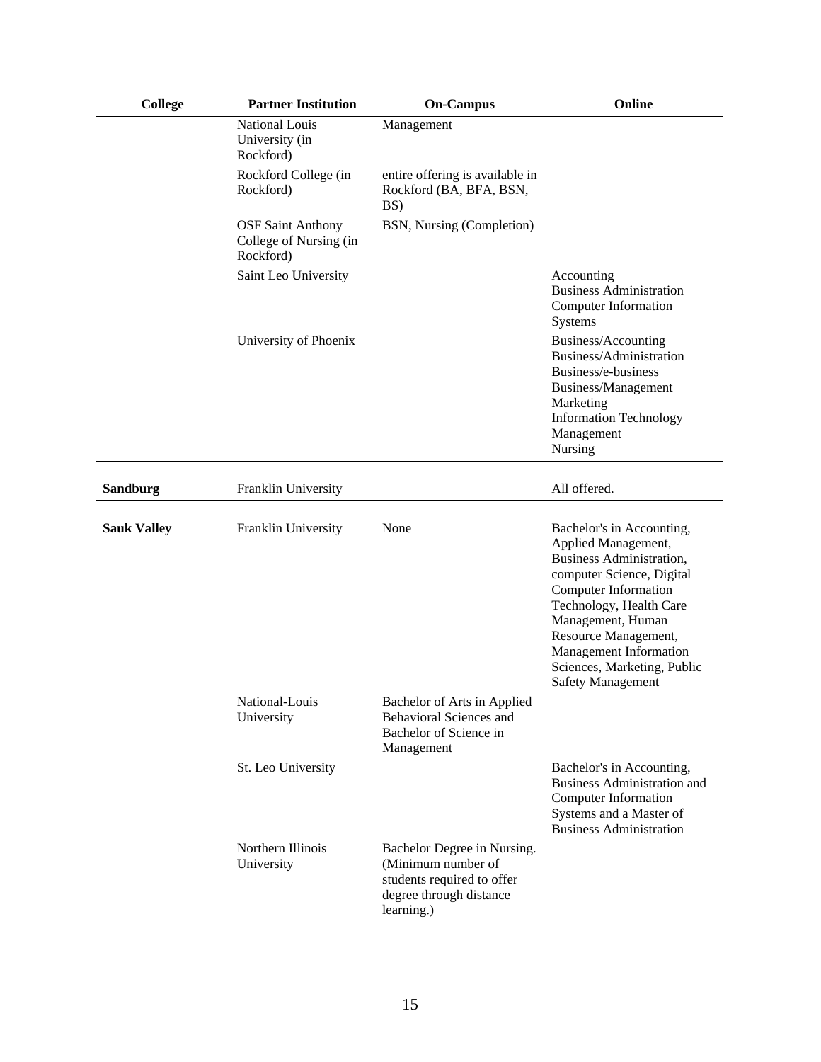| College | Partner Institution | On-Campus | Online |
|---|---|---|---|
| | National Louis University (in Rockford) | Management | |
| | Rockford College (in Rockford) | entire offering is available in Rockford (BA, BFA, BSN, BS) | |
| | OSF Saint Anthony College of Nursing (in Rockford) | BSN, Nursing (Completion) | |
| | Saint Leo University | | Accounting<br>Business Administration<br>Computer Information Systems |
| | University of Phoenix | | Business/Accounting<br>Business/Administration<br>Business/e-business<br>Business/Management<br>Marketing<br>Information Technology Management<br>Nursing |
| **Sandburg** | Franklin University | | All offered. |
| **Sauk Valley** | Franklin University | None | Bachelor's in Accounting, Applied Management, Business Administration, computer Science, Digital Computer Information Technology, Health Care Management, Human Resource Management, Management Information Sciences, Marketing, Public Safety Management |
| | National-Louis University | Bachelor of Arts in Applied Behavioral Sciences and Bachelor of Science in Management | |
| | St. Leo University | | Bachelor's in Accounting, Business Administration and Computer Information Systems and a Master of Business Administration |
| | Northern Illinois University | Bachelor Degree in Nursing. (Minimum number of students required to offer degree through distance learning.) | |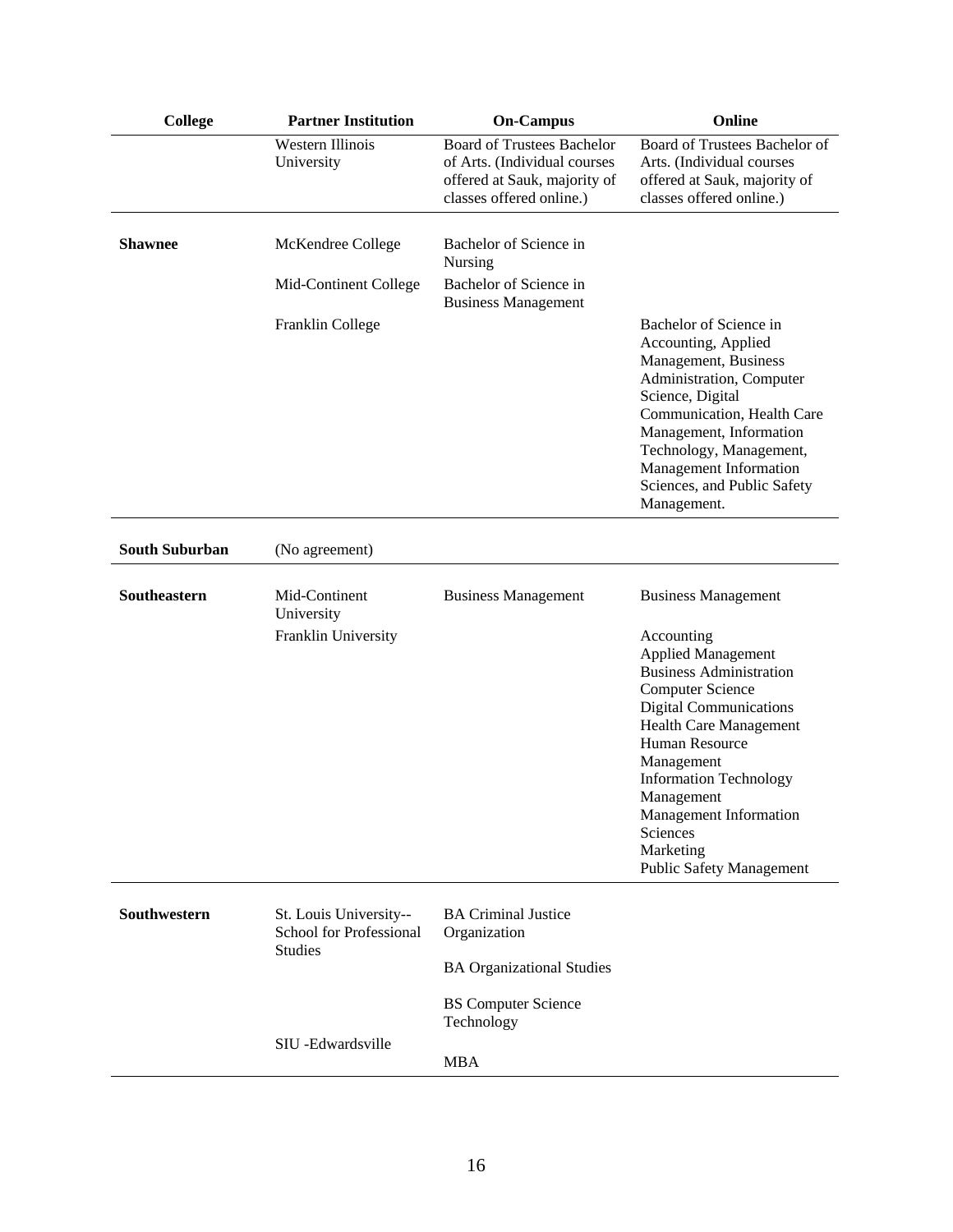| College | Partner Institution | On-Campus | Online |
| --- | --- | --- | --- |
| | Western Illinois University | Board of Trustees Bachelor of Arts. (Individual courses offered at Sauk, majority of classes offered online.) | Board of Trustees Bachelor of Arts. (Individual courses offered at Sauk, majority of classes offered online.) |
| **Shawnee** | McKendree College | Bachelor of Science in Nursing | |
| | Mid-Continent College | Bachelor of Science in Business Management | |
| | Franklin College | | Bachelor of Science in Accounting, Applied Management, Business Administration, Computer Science, Digital Communication, Health Care Management, Information Technology, Management, Management Information Sciences, and Public Safety Management. |
| **South Suburban** | (No agreement) | | |
| **Southeastern** | Mid-Continent University | Business Management | Business Management |
| | Franklin University | | Accounting<br>Applied Management<br>Business Administration<br>Computer Science<br>Digital Communications<br>Health Care Management<br>Human Resource Management<br>Information Technology Management<br>Management Information Sciences<br>Marketing<br>Public Safety Management |
| **Southwestern** | St. Louis University--School for Professional Studies | BA Criminal Justice Organization<br>BA Organizational Studies<br>BS Computer Science Technology | |
| | SIU -Edwardsville | MBA | |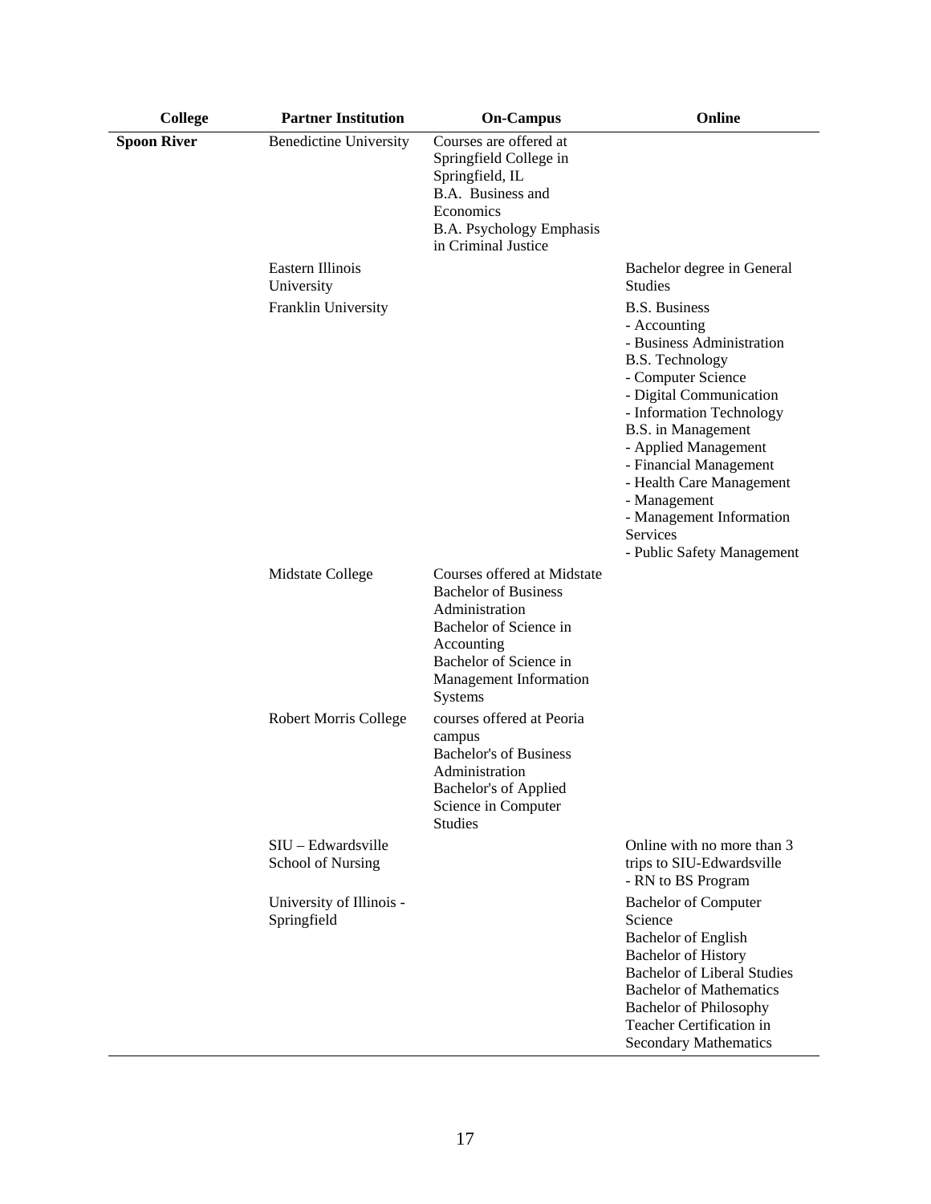| College | Partner Institution | On-Campus | Online |
|---|---|---|---|
| **Spoon River** | Benedictine University | Courses are offered at Springfield College in Springfield, IL<br>B.A. Business and Economics<br>B.A. Psychology Emphasis in Criminal Justice | |
| | Eastern Illinois University | | Bachelor degree in General Studies |
| | Franklin University | | B.S. Business<br>- Accounting<br>- Business Administration<br>B.S. Technology<br>- Computer Science<br>- Digital Communication<br>- Information Technology<br>B.S. in Management<br>- Applied Management<br>- Financial Management<br>- Health Care Management<br>- Management<br>- Management Information Services<br>- Public Safety Management |
| | Midstate College | Courses offered at Midstate<br>Bachelor of Business Administration<br>Bachelor of Science in Accounting<br>Bachelor of Science in Management Information Systems | |
| | Robert Morris College | courses offered at Peoria campus<br>Bachelor's of Business Administration<br>Bachelor's of Applied Science in Computer Studies | |
| | SIU – Edwardsville School of Nursing | | Online with no more than 3 trips to SIU-Edwardsville<br>- RN to BS Program |
| | University of Illinois - Springfield | | Bachelor of Computer Science<br>Bachelor of English<br>Bachelor of History<br>Bachelor of Liberal Studies<br>Bachelor of Mathematics<br>Bachelor of Philosophy<br>Teacher Certification in Secondary Mathematics |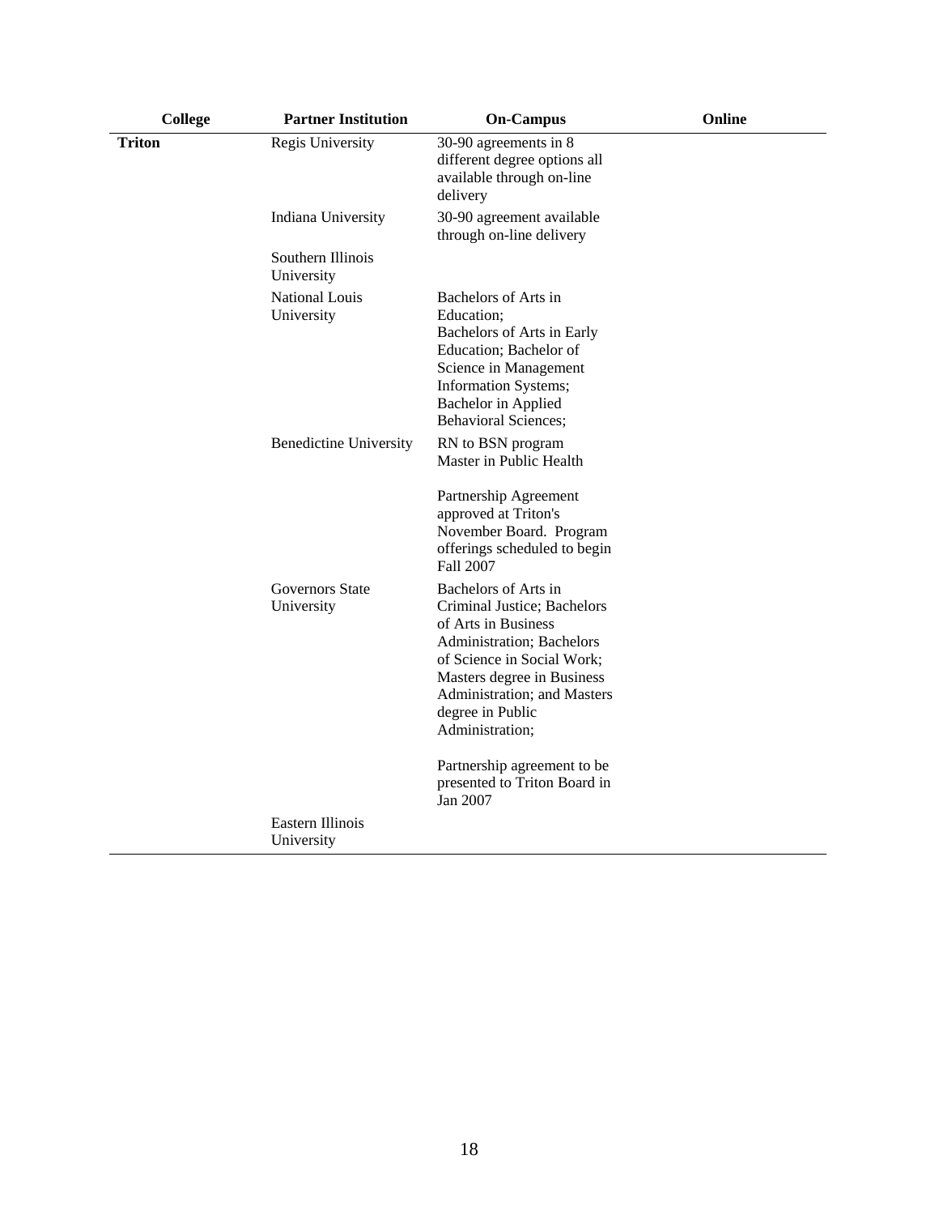| College | Partner Institution | On-Campus | Online |
|---|---|---|---|
| **Triton** | Regis University | 30-90 agreements in 8 different degree options all available through on-line delivery | |
| | Indiana University | 30-90 agreement available through on-line delivery | |
| | Southern Illinois University | | |
| | National Louis University | Bachelors of Arts in Education; Bachelors of Arts in Early Education; Bachelor of Science in Management Information Systems; Bachelor in Applied Behavioral Sciences; | |
| | Benedictine University | RN to BSN program Master in Public Health<br><br>Partnership Agreement approved at Triton's November Board. Program offerings scheduled to begin Fall 2007 | |
| | Governors State University | Bachelors of Arts in Criminal Justice; Bachelors of Arts in Business Administration; Bachelors of Science in Social Work; Masters degree in Business Administration; and Masters degree in Public Administration;<br><br>Partnership agreement to be presented to Triton Board in Jan 2007 | |
| | Eastern Illinois University | | |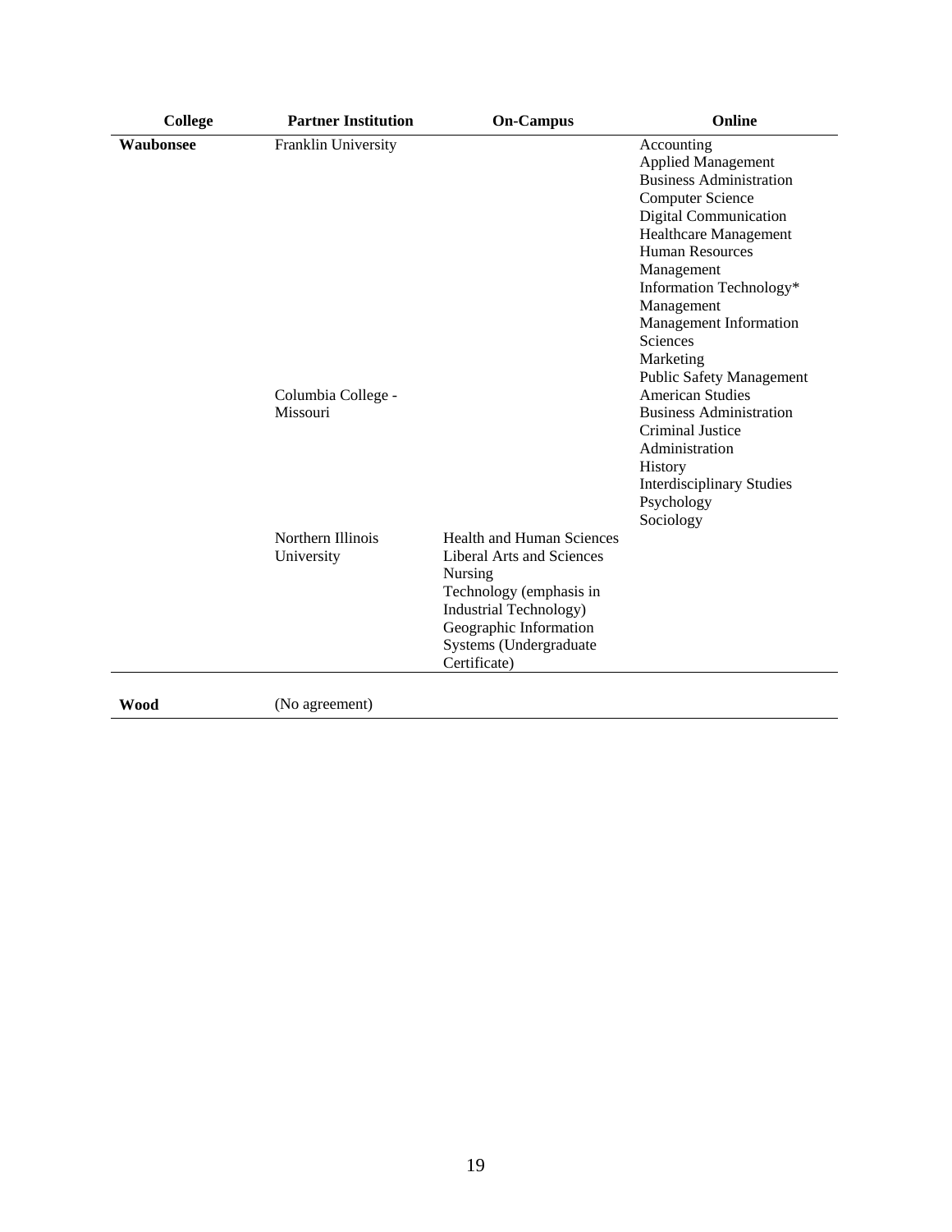| College | Partner Institution | On-Campus | Online |
| --- | --- | --- | --- |
| **Waubonsee** | Franklin University | | Accounting<br>Applied Management<br>Business Administration<br>Computer Science<br>Digital Communication<br>Healthcare Management<br>Human Resources Management<br>Information Technology*<br>Management<br>Management Information Sciences<br>Marketing<br>Public Safety Management |
| | Columbia College - Missouri | | American Studies<br>Business Administration<br>Criminal Justice Administration<br>History<br>Interdisciplinary Studies<br>Psychology<br>Sociology |
| | Northern Illinois University | Health and Human Sciences<br>Liberal Arts and Sciences<br>Nursing<br>Technology (emphasis in Industrial Technology)<br>Geographic Information Systems (Undergraduate Certificate) | |
| **Wood** | (No agreement) | | |